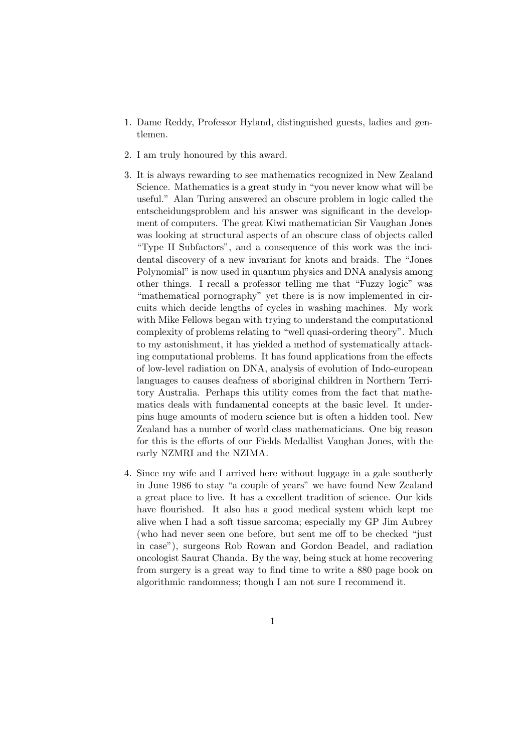1. Dame Reddy, Professor Hyland, distinguished guests, ladies and gentlemen.

2. I am truly honoured by this award.

3. It is always rewarding to see mathematics recognized in New Zealand Science. Mathematics is a great study in "you never know what will be useful." Alan Turing answered an obscure problem in logic called the entscheidungsproblem and his answer was significant in the development of computers. The great Kiwi mathematician Sir Vaughan Jones was looking at structural aspects of an obscure class of objects called "Type II Subfactors", and a consequence of this work was the incidental discovery of a new invariant for knots and braids. The "Jones Polynomial" is now used in quantum physics and DNA analysis among other things. I recall a professor telling me that "Fuzzy logic" was "mathematical pornography" yet there is is now implemented in circuits which decide lengths of cycles in washing machines. My work with Mike Fellows began with trying to understand the computational complexity of problems relating to "well quasi-ordering theory". Much to my astonishment, it has yielded a method of systematically attacking computational problems. It has found applications from the effects of low-level radiation on DNA, analysis of evolution of Indo-european languages to causes deafness of aboriginal children in Northern Territory Australia. Perhaps this utility comes from the fact that mathematics deals with fundamental concepts at the basic level. It underpins huge amounts of modern science but is often a hidden tool. New Zealand has a number of world class mathematicians. One big reason for this is the efforts of our Fields Medallist Vaughan Jones, with the early NZMRI and the NZIMA.

4. Since my wife and I arrived here without luggage in a gale southerly in June 1986 to stay "a couple of years" we have found New Zealand a great place to live. It has a excellent tradition of science. Our kids have flourished. It also has a good medical system which kept me alive when I had a soft tissue sarcoma; especially my GP Jim Aubrey (who had never seen one before, but sent me off to be checked "just in case"), surgeons Rob Rowan and Gordon Beadel, and radiation oncologist Saurat Chanda. By the way, being stuck at home recovering from surgery is a great way to find time to write a 880 page book on algorithmic randomness; though I am not sure I recommend it.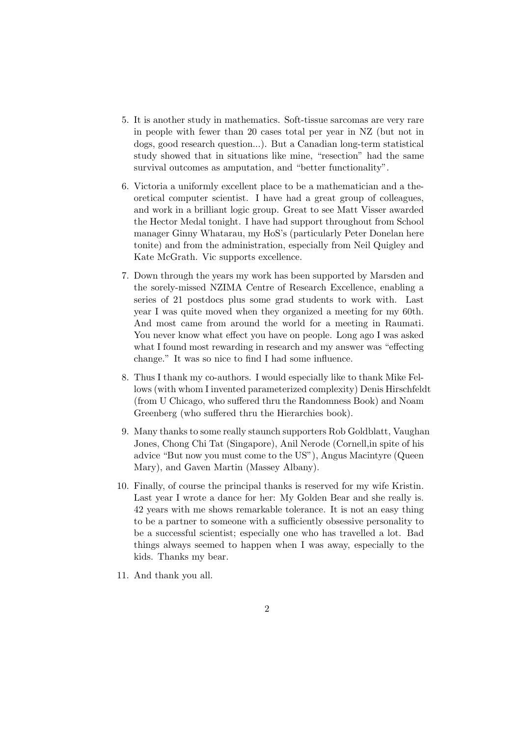5. It is another study in mathematics. Soft-tissue sarcomas are very rare in people with fewer than 20 cases total per year in NZ (but not in dogs, good research question...). But a Canadian long-term statistical study showed that in situations like mine, "resection" had the same survival outcomes as amputation, and "better functionality".

6. Victoria a uniformly excellent place to be a mathematician and a theoretical computer scientist. I have had a great group of colleagues, and work in a brilliant logic group. Great to see Matt Visser awarded the Hector Medal tonight. I have had support throughout from School manager Ginny Whatarau, my HoS's (particularly Peter Donelan here tonite) and from the administration, especially from Neil Quigley and Kate McGrath. Vic supports excellence.

7. Down through the years my work has been supported by Marsden and the sorely-missed NZIMA Centre of Research Excellence, enabling a series of 21 postdocs plus some grad students to work with. Last year I was quite moved when they organized a meeting for my 60th. And most came from around the world for a meeting in Raumati. You never know what effect you have on people. Long ago I was asked what I found most rewarding in research and my answer was "effecting change." It was so nice to find I had some influence.

8. Thus I thank my co-authors. I would especially like to thank Mike Fellows (with whom I invented parameterized complexity) Denis Hirschfeldt (from U Chicago, who suffered thru the Randomness Book) and Noam Greenberg (who suffered thru the Hierarchies book).

9. Many thanks to some really staunch supporters Rob Goldblatt, Vaughan Jones, Chong Chi Tat (Singapore), Anil Nerode (Cornell,in spite of his advice "But now you must come to the US"), Angus Macintyre (Queen Mary), and Gaven Martin (Massey Albany).

10. Finally, of course the principal thanks is reserved for my wife Kristin. Last year I wrote a dance for her: My Golden Bear and she really is. 42 years with me shows remarkable tolerance. It is not an easy thing to be a partner to someone with a sufficiently obsessive personality to be a successful scientist; especially one who has travelled a lot. Bad things always seemed to happen when I was away, especially to the kids. Thanks my bear.

11. And thank you all.